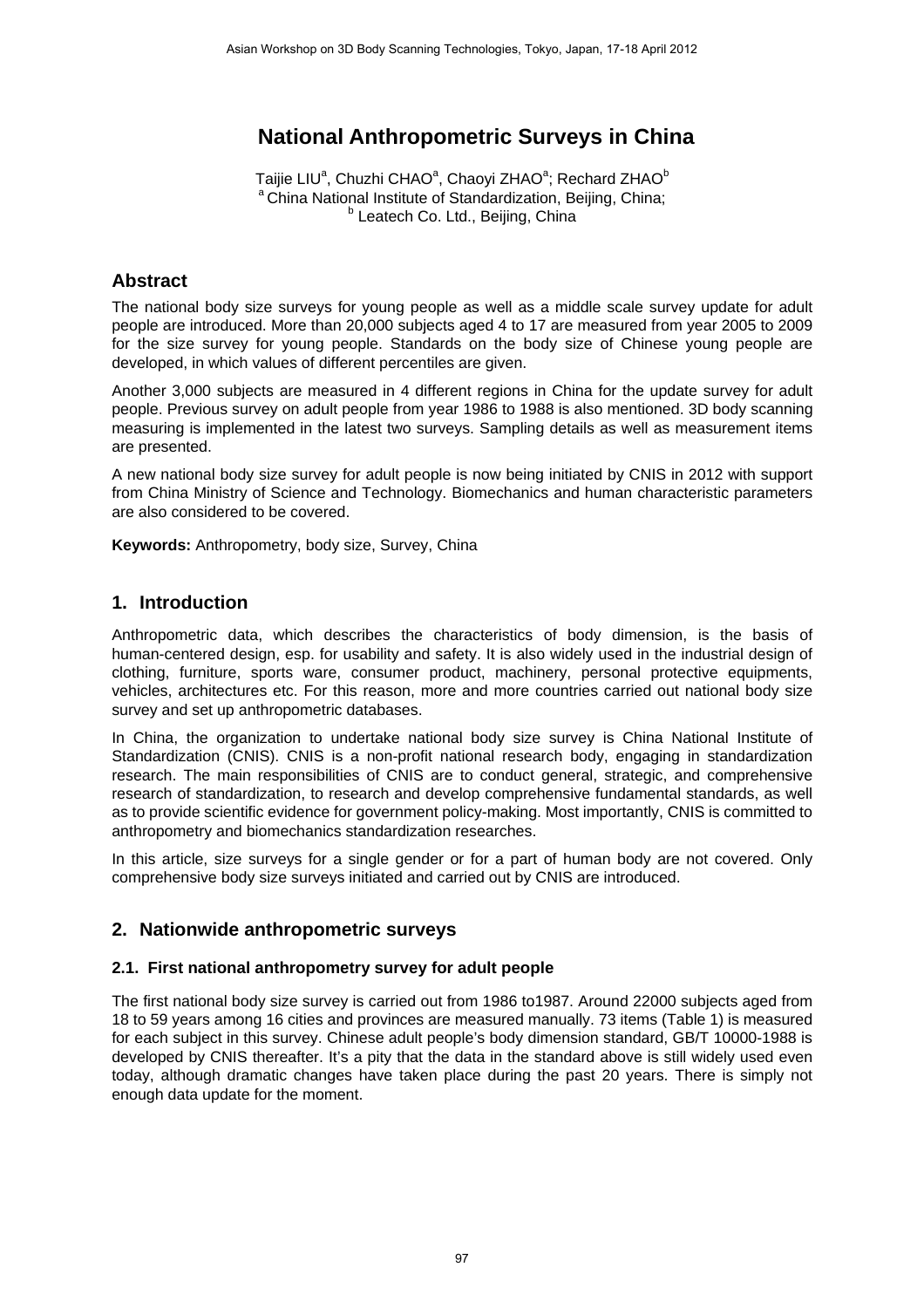# National Anthropometric Surveys in China

Taijie LIU[a], Chuzhi CHAO[a], Chaoyi ZHAO[a]; Rechard ZHAO[b]

[a] China National Institute of Standardization, Beijing, China;

[b] Leatech Co. Ltd., Beijing, China

## Abstract

The national body size surveys for young people as well as a middle scale survey update for adult people are introduced. More than 20,000 subjects aged 4 to 17 are measured from year 2005 to 2009 for the size survey for young people. Standards on the body size of Chinese young people are developed, in which values of different percentiles are given.

Another 3,000 subjects are measured in 4 different regions in China for the update survey for adult people. Previous survey on adult people from year 1986 to 1988 is also mentioned. 3D body scanning measuring is implemented in the latest two surveys. Sampling details as well as measurement items are presented.

A new national body size survey for adult people is now being initiated by CNIS in 2012 with support from China Ministry of Science and Technology. Biomechanics and human characteristic parameters are also considered to be covered.

**Keywords:** Anthropometry, body size, Survey, China

## 1. Introduction

Anthropometric data, which describes the characteristics of body dimension, is the basis of human-centered design, esp. for usability and safety. It is also widely used in the industrial design of clothing, furniture, sports ware, consumer product, machinery, personal protective equipments, vehicles, architectures etc. For this reason, more and more countries carried out national body size survey and set up anthropometric databases.

In China, the organization to undertake national body size survey is China National Institute of Standardization (CNIS). CNIS is a non-profit national research body, engaging in standardization research. The main responsibilities of CNIS are to conduct general, strategic, and comprehensive research of standardization, to research and develop comprehensive fundamental standards, as well as to provide scientific evidence for government policy-making. Most importantly, CNIS is committed to anthropometry and biomechanics standardization researches.

In this article, size surveys for a single gender or for a part of human body are not covered. Only comprehensive body size surveys initiated and carried out by CNIS are introduced.

## 2. Nationwide anthropometric surveys

### 2.1. First national anthropometry survey for adult people

The first national body size survey is carried out from 1986 to1987. Around 22000 subjects aged from 18 to 59 years among 16 cities and provinces are measured manually. 73 items (Table 1) is measured for each subject in this survey. Chinese adult people's body dimension standard, GB/T 10000-1988 is developed by CNIS thereafter. It's a pity that the data in the standard above is still widely used even today, although dramatic changes have taken place during the past 20 years. There is simply not enough data update for the moment.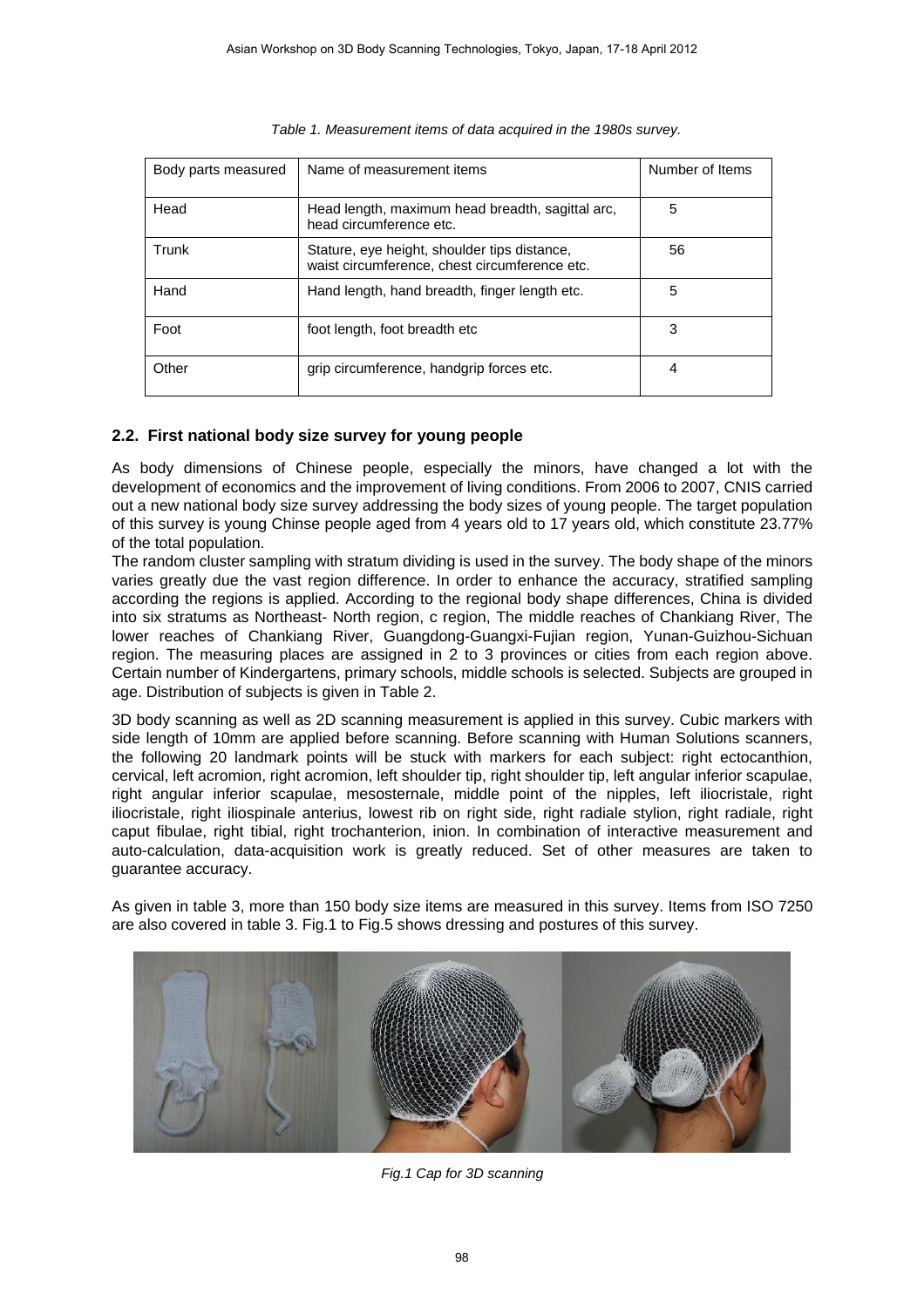*Table 1. Measurement items of data acquired in the 1980s survey.*

| Body parts measured | Name of measurement items | Number of Items |
|---|---|---|
| Head | Head length, maximum head breadth, sagittal arc, head circumference etc. | 5 |
| Trunk | Stature, eye height, shoulder tips distance, waist circumference, chest circumference etc. | 56 |
| Hand | Hand length, hand breadth, finger length etc. | 5 |
| Foot | foot length, foot breadth etc | 3 |
| Other | grip circumference, handgrip forces etc. | 4 |

## 2.2. First national body size survey for young people

As body dimensions of Chinese people, especially the minors, have changed a lot with the development of economics and the improvement of living conditions. From 2006 to 2007, CNIS carried out a new national body size survey addressing the body sizes of young people. The target population of this survey is young Chinse people aged from 4 years old to 17 years old, which constitute 23.77% of the total population.

The random cluster sampling with stratum dividing is used in the survey. The body shape of the minors varies greatly due the vast region difference. In order to enhance the accuracy, stratified sampling according the regions is applied. According to the regional body shape differences, China is divided into six stratums as Northeast- North region, c region, The middle reaches of Chankiang River, The lower reaches of Chankiang River, Guangdong-Guangxi-Fujian region, Yunan-Guizhou-Sichuan region. The measuring places are assigned in 2 to 3 provinces or cities from each region above. Certain number of Kindergartens, primary schools, middle schools is selected. Subjects are grouped in age. Distribution of subjects is given in Table 2.

3D body scanning as well as 2D scanning measurement is applied in this survey. Cubic markers with side length of 10mm are applied before scanning. Before scanning with Human Solutions scanners, the following 20 landmark points will be stuck with markers for each subject: right ectocanthion, cervical, left acromion, right acromion, left shoulder tip, right shoulder tip, left angular inferior scapulae, right angular inferior scapulae, mesosternale, middle point of the nipples, left iliocristale, right iliocristale, right iliospinale anterius, lowest rib on right side, right radiale stylion, right radiale, right caput fibulae, right tibial, right trochanterion, inion. In combination of interactive measurement and auto-calculation, data-acquisition work is greatly reduced. Set of other measures are taken to guarantee accuracy.

As given in table 3, more than 150 body size items are measured in this survey. Items from ISO 7250 are also covered in table 3. Fig.1 to Fig.5 shows dressing and postures of this survey.

*Fig.1 Cap for 3D scanning*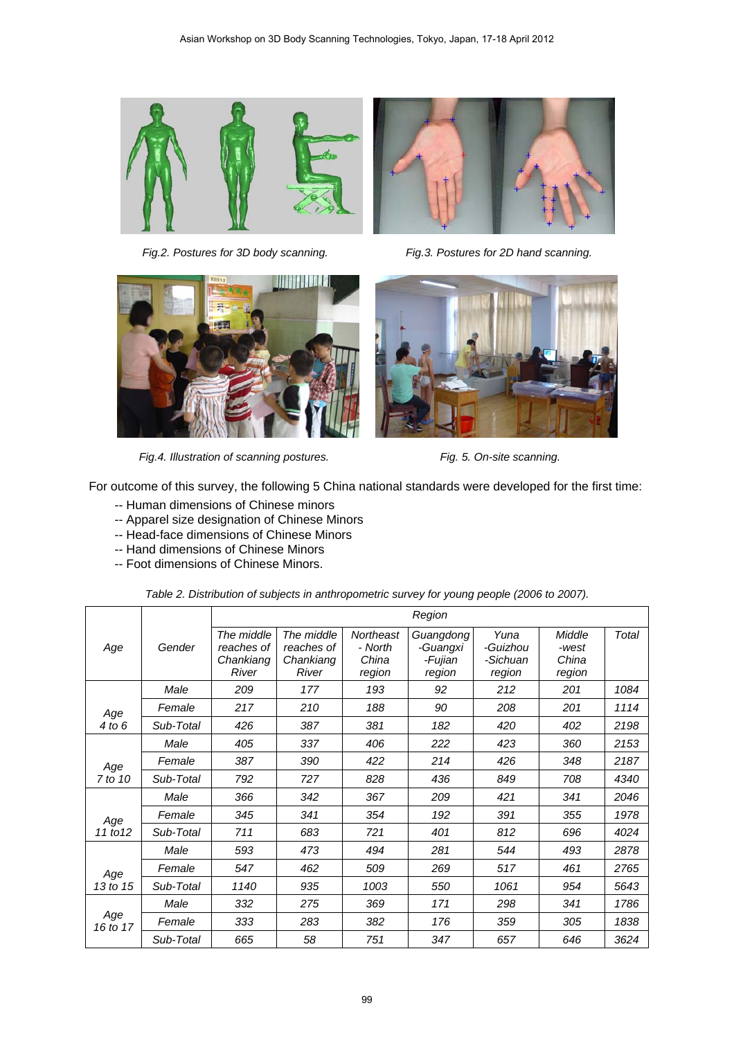Fig.2. Postures for 3D body scanning.

Fig.3. Postures for 2D hand scanning.

Fig.4. Illustration of scanning postures.

Fig. 5. On-site scanning.

For outcome of this survey, the following 5 China national standards were developed for the first time:

- -- Human dimensions of Chinese minors
- -- Apparel size designation of Chinese Minors
- -- Head-face dimensions of Chinese Minors
- -- Hand dimensions of Chinese Minors
- -- Foot dimensions of Chinese Minors.

*Table 2. Distribution of subjects in anthropometric survey for young people (2006 to 2007).*

| Age | Gender | Region | | | | | | |
|---|---|---|---|---|---|---|---|---|
| | | The middle reaches of Chankiang River | The middle reaches of Chankiang River | Northeast - North China region | Guangdong -Guangxi -Fujian region | Yuna -Guizhou -Sichuan region | Middle -west China region | Total |
| Age 4 to 6 | Male | 209 | 177 | 193 | 92 | 212 | 201 | 1084 |
| | Female | 217 | 210 | 188 | 90 | 208 | 201 | 1114 |
| | Sub-Total | 426 | 387 | 381 | 182 | 420 | 402 | 2198 |
| Age 7 to 10 | Male | 405 | 337 | 406 | 222 | 423 | 360 | 2153 |
| | Female | 387 | 390 | 422 | 214 | 426 | 348 | 2187 |
| | Sub-Total | 792 | 727 | 828 | 436 | 849 | 708 | 4340 |
| Age 11 to12 | Male | 366 | 342 | 367 | 209 | 421 | 341 | 2046 |
| | Female | 345 | 341 | 354 | 192 | 391 | 355 | 1978 |
| | Sub-Total | 711 | 683 | 721 | 401 | 812 | 696 | 4024 |
| Age 13 to 15 | Male | 593 | 473 | 494 | 281 | 544 | 493 | 2878 |
| | Female | 547 | 462 | 509 | 269 | 517 | 461 | 2765 |
| | Sub-Total | 1140 | 935 | 1003 | 550 | 1061 | 954 | 5643 |
| Age 16 to 17 | Male | 332 | 275 | 369 | 171 | 298 | 341 | 1786 |
| | Female | 333 | 283 | 382 | 176 | 359 | 305 | 1838 |
| | Sub-Total | 665 | 58 | 751 | 347 | 657 | 646 | 3624 |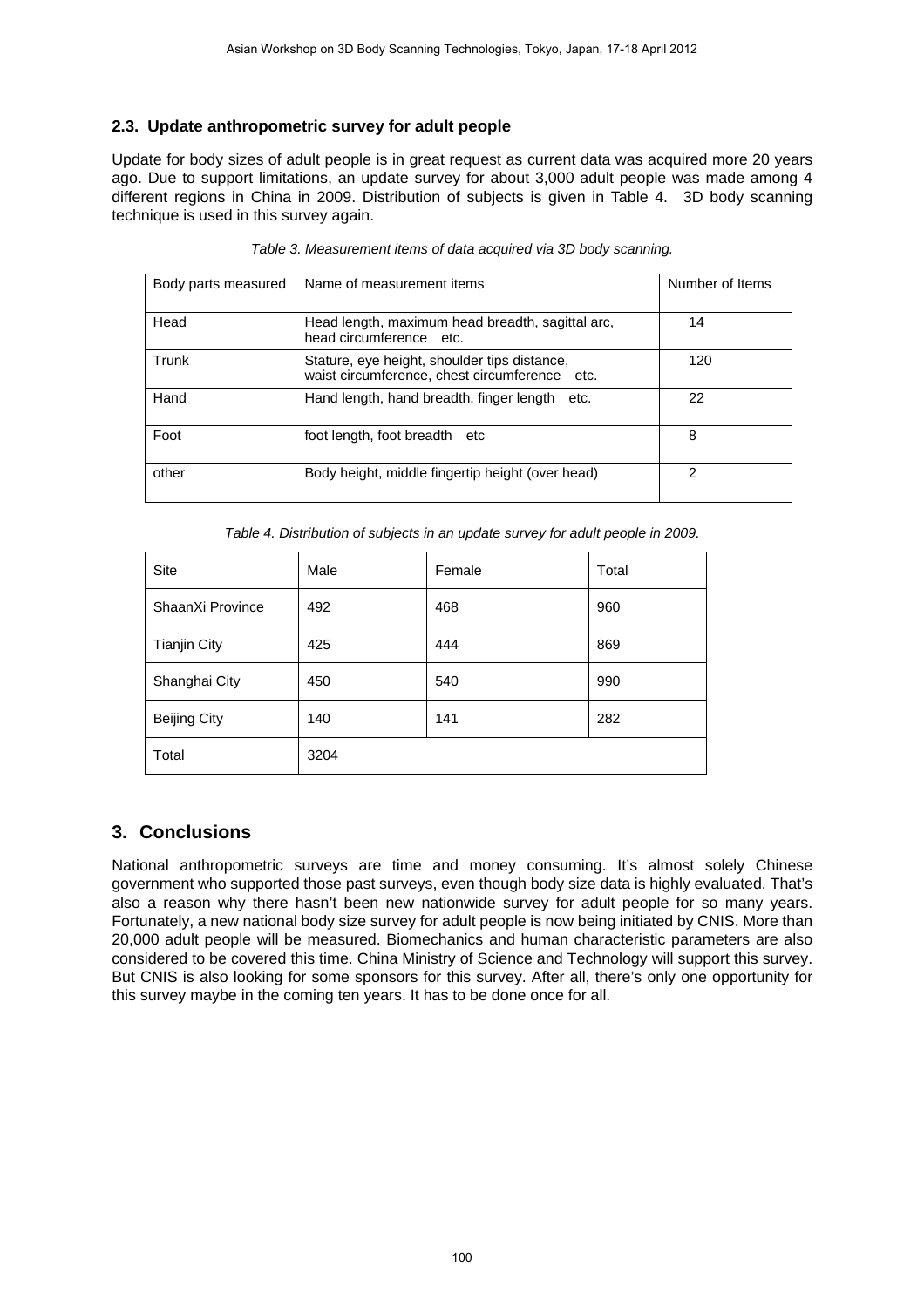### 2.3. Update anthropometric survey for adult people

Update for body sizes of adult people is in great request as current data was acquired more 20 years ago. Due to support limitations, an update survey for about 3,000 adult people was made among 4 different regions in China in 2009. Distribution of subjects is given in Table 4. 3D body scanning technique is used in this survey again.

*Table 3. Measurement items of data acquired via 3D body scanning.*

| Body parts measured | Name of measurement items | Number of Items |
|---|---|---|
| Head | Head length, maximum head breadth, sagittal arc, head circumference etc. | 14 |
| Trunk | Stature, eye height, shoulder tips distance, waist circumference, chest circumference etc. | 120 |
| Hand | Hand length, hand breadth, finger length etc. | 22 |
| Foot | foot length, foot breadth etc | 8 |
| other | Body height, middle fingertip height (over head) | 2 |

*Table 4. Distribution of subjects in an update survey for adult people in 2009.*

| Site | Male | Female | Total |
|---|---|---|---|
| ShaanXi Province | 492 | 468 | 960 |
| Tianjin City | 425 | 444 | 869 |
| Shanghai City | 450 | 540 | 990 |
| Beijing City | 140 | 141 | 282 |
| Total | 3204 | | |

## 3. Conclusions

National anthropometric surveys are time and money consuming. It's almost solely Chinese government who supported those past surveys, even though body size data is highly evaluated. That's also a reason why there hasn't been new nationwide survey for adult people for so many years. Fortunately, a new national body size survey for adult people is now being initiated by CNIS. More than 20,000 adult people will be measured. Biomechanics and human characteristic parameters are also considered to be covered this time. China Ministry of Science and Technology will support this survey. But CNIS is also looking for some sponsors for this survey. After all, there's only one opportunity for this survey maybe in the coming ten years. It has to be done once for all.